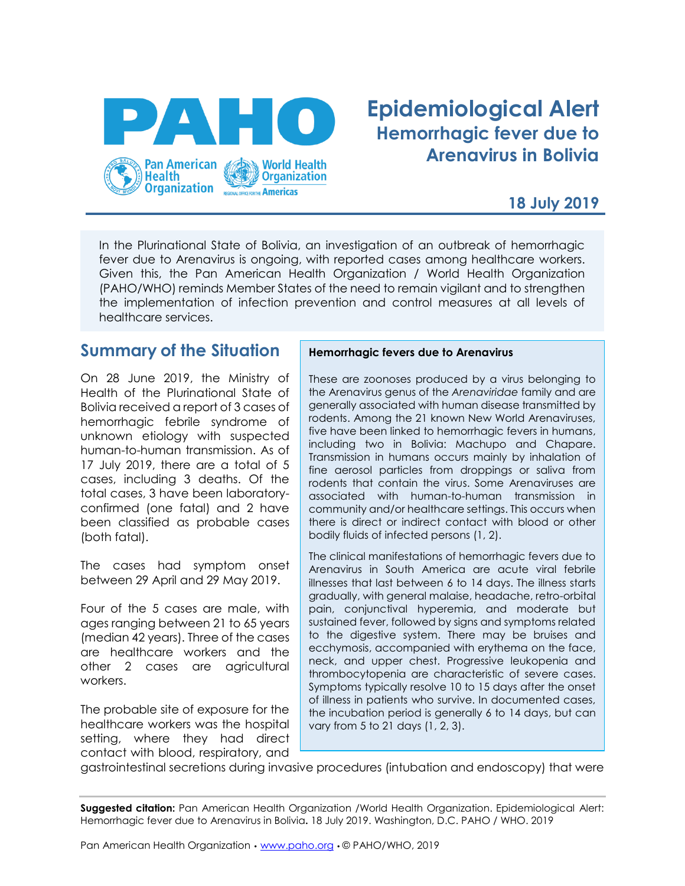# Epidemiological Alert
## Hemorrhagic fever due to Arenavirus in Bolivia

**18 July 2019**

In the Plurinational State of Bolivia, an investigation of an outbreak of hemorrhagic fever due to Arenavirus is ongoing, with reported cases among healthcare workers. Given this, the Pan American Health Organization / World Health Organization (PAHO/WHO) reminds Member States of the need to remain vigilant and to strengthen the implementation of infection prevention and control measures at all levels of healthcare services.

## Summary of the Situation

On 28 June 2019, the Ministry of Health of the Plurinational State of Bolivia received a report of 3 cases of hemorrhagic febrile syndrome of unknown etiology with suspected human-to-human transmission. As of 17 July 2019, there are a total of 5 cases, including 3 deaths. Of the total cases, 3 have been laboratory-confirmed (one fatal) and 2 have been classified as probable cases (both fatal).

The cases had symptom onset between 29 April and 29 May 2019.

Four of the 5 cases are male, with ages ranging between 21 to 65 years (median 42 years). Three of the cases are healthcare workers and the other 2 cases are agricultural workers.

The probable site of exposure for the healthcare workers was the hospital setting, where they had direct contact with blood, respiratory, and gastrointestinal secretions during invasive procedures (intubation and endoscopy) that were

**Hemorrhagic fevers due to Arenavirus**

These are zoonoses produced by a virus belonging to the Arenavirus genus of the *Arenaviridae* family and are generally associated with human disease transmitted by rodents. Among the 21 known New World Arenaviruses, five have been linked to hemorrhagic fevers in humans, including two in Bolivia: Machupo and Chapare. Transmission in humans occurs mainly by inhalation of fine aerosol particles from droppings or saliva from rodents that contain the virus. Some Arenaviruses are associated with human-to-human transmission in community and/or healthcare settings. This occurs when there is direct or indirect contact with blood or other bodily fluids of infected persons (1, 2).

The clinical manifestations of hemorrhagic fevers due to Arenavirus in South America are acute viral febrile illnesses that last between 6 to 14 days. The illness starts gradually, with general malaise, headache, retro-orbital pain, conjunctival hyperemia, and moderate but sustained fever, followed by signs and symptoms related to the digestive system. There may be bruises and ecchymosis, accompanied with erythema on the face, neck, and upper chest. Progressive leukopenia and thrombocytopenia are characteristic of severe cases. Symptoms typically resolve 10 to 15 days after the onset of illness in patients who survive. In documented cases, the incubation period is generally 6 to 14 days, but can vary from 5 to 21 days (1, 2, 3).

**Suggested citation:** Pan American Health Organization /World Health Organization. Epidemiological Alert: Hemorrhagic fever due to Arenavirus in Bolivia**.** 18 July 2019. Washington, D.C. PAHO / WHO. 2019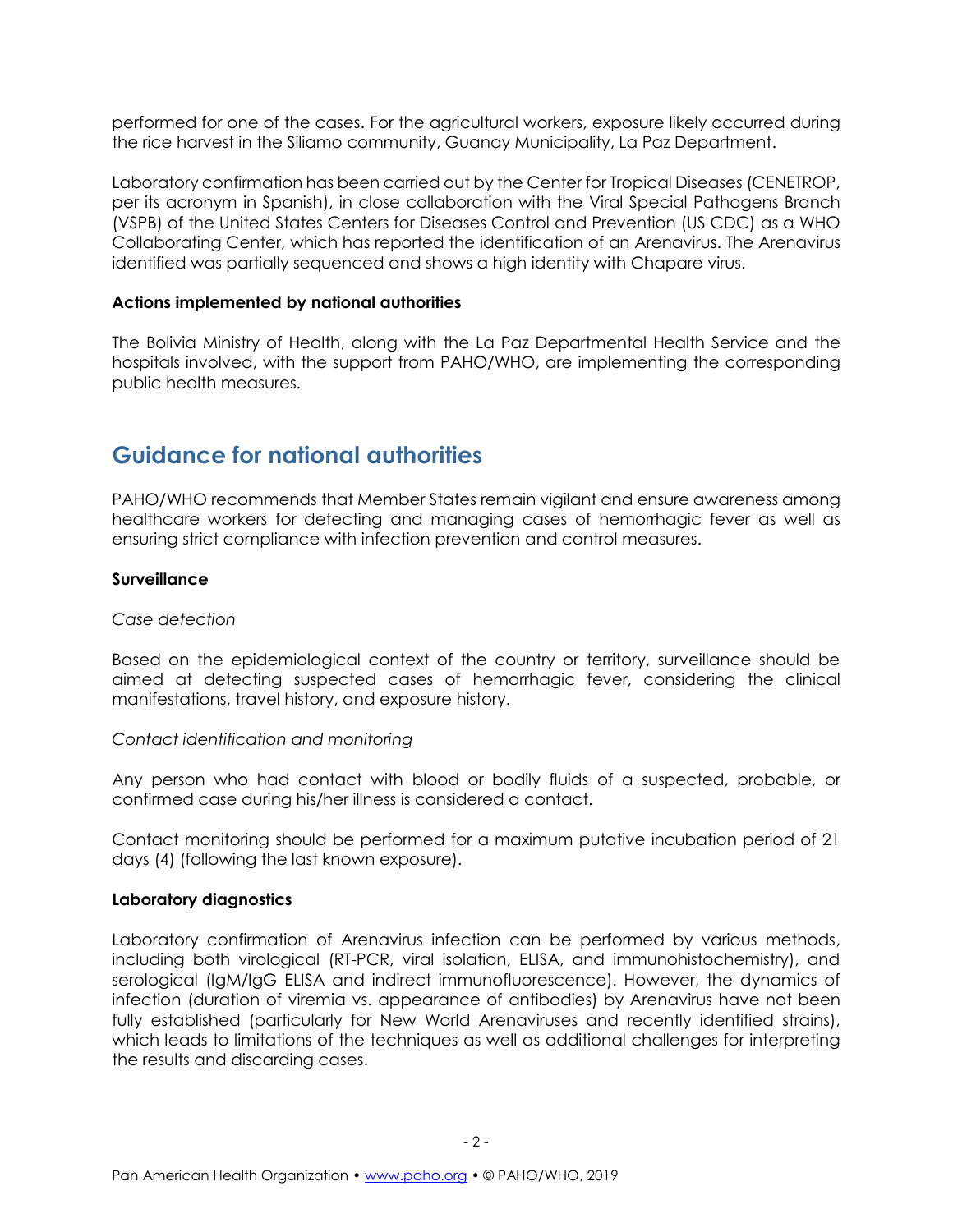performed for one of the cases. For the agricultural workers, exposure likely occurred during the rice harvest in the Siliamo community, Guanay Municipality, La Paz Department.

Laboratory confirmation has been carried out by the Center for Tropical Diseases (CENETROP, per its acronym in Spanish), in close collaboration with the Viral Special Pathogens Branch (VSPB) of the United States Centers for Diseases Control and Prevention (US CDC) as a WHO Collaborating Center, which has reported the identification of an Arenavirus. The Arenavirus identified was partially sequenced and shows a high identity with Chapare virus.

**Actions implemented by national authorities**

The Bolivia Ministry of Health, along with the La Paz Departmental Health Service and the hospitals involved, with the support from PAHO/WHO, are implementing the corresponding public health measures.

## Guidance for national authorities

PAHO/WHO recommends that Member States remain vigilant and ensure awareness among healthcare workers for detecting and managing cases of hemorrhagic fever as well as ensuring strict compliance with infection prevention and control measures.

**Surveillance**

*Case detection*

Based on the epidemiological context of the country or territory, surveillance should be aimed at detecting suspected cases of hemorrhagic fever, considering the clinical manifestations, travel history, and exposure history.

*Contact identification and monitoring*

Any person who had contact with blood or bodily fluids of a suspected, probable, or confirmed case during his/her illness is considered a contact.

Contact monitoring should be performed for a maximum putative incubation period of 21 days (4) (following the last known exposure).

**Laboratory diagnostics**

Laboratory confirmation of Arenavirus infection can be performed by various methods, including both virological (RT-PCR, viral isolation, ELISA, and immunohistochemistry), and serological (IgM/IgG ELISA and indirect immunofluorescence). However, the dynamics of infection (duration of viremia vs. appearance of antibodies) by Arenavirus have not been fully established (particularly for New World Arenaviruses and recently identified strains), which leads to limitations of the techniques as well as additional challenges for interpreting the results and discarding cases.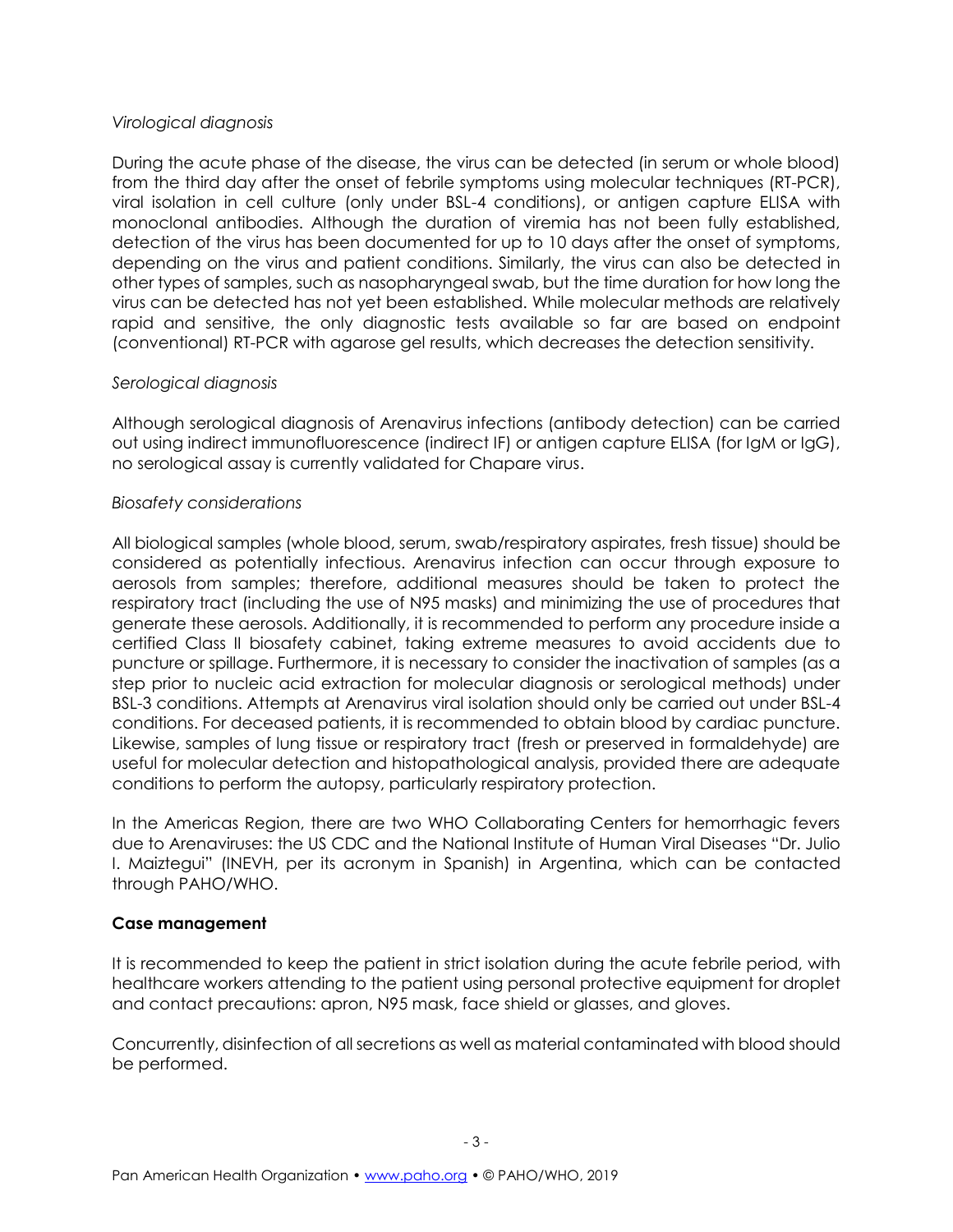*Virological diagnosis*

During the acute phase of the disease, the virus can be detected (in serum or whole blood) from the third day after the onset of febrile symptoms using molecular techniques (RT-PCR), viral isolation in cell culture (only under BSL-4 conditions), or antigen capture ELISA with monoclonal antibodies. Although the duration of viremia has not been fully established, detection of the virus has been documented for up to 10 days after the onset of symptoms, depending on the virus and patient conditions. Similarly, the virus can also be detected in other types of samples, such as nasopharyngeal swab, but the time duration for how long the virus can be detected has not yet been established. While molecular methods are relatively rapid and sensitive, the only diagnostic tests available so far are based on endpoint (conventional) RT-PCR with agarose gel results, which decreases the detection sensitivity.

*Serological diagnosis*

Although serological diagnosis of Arenavirus infections (antibody detection) can be carried out using indirect immunofluorescence (indirect IF) or antigen capture ELISA (for IgM or IgG), no serological assay is currently validated for Chapare virus.

*Biosafety considerations*

All biological samples (whole blood, serum, swab/respiratory aspirates, fresh tissue) should be considered as potentially infectious. Arenavirus infection can occur through exposure to aerosols from samples; therefore, additional measures should be taken to protect the respiratory tract (including the use of N95 masks) and minimizing the use of procedures that generate these aerosols. Additionally, it is recommended to perform any procedure inside a certified Class II biosafety cabinet, taking extreme measures to avoid accidents due to puncture or spillage. Furthermore, it is necessary to consider the inactivation of samples (as a step prior to nucleic acid extraction for molecular diagnosis or serological methods) under BSL-3 conditions. Attempts at Arenavirus viral isolation should only be carried out under BSL-4 conditions. For deceased patients, it is recommended to obtain blood by cardiac puncture. Likewise, samples of lung tissue or respiratory tract (fresh or preserved in formaldehyde) are useful for molecular detection and histopathological analysis, provided there are adequate conditions to perform the autopsy, particularly respiratory protection.

In the Americas Region, there are two WHO Collaborating Centers for hemorrhagic fevers due to Arenaviruses: the US CDC and the National Institute of Human Viral Diseases "Dr. Julio I. Maiztegui" (INEVH, per its acronym in Spanish) in Argentina, which can be contacted through PAHO/WHO.

**Case management**

It is recommended to keep the patient in strict isolation during the acute febrile period, with healthcare workers attending to the patient using personal protective equipment for droplet and contact precautions: apron, N95 mask, face shield or glasses, and gloves.

Concurrently, disinfection of all secretions as well as material contaminated with blood should be performed.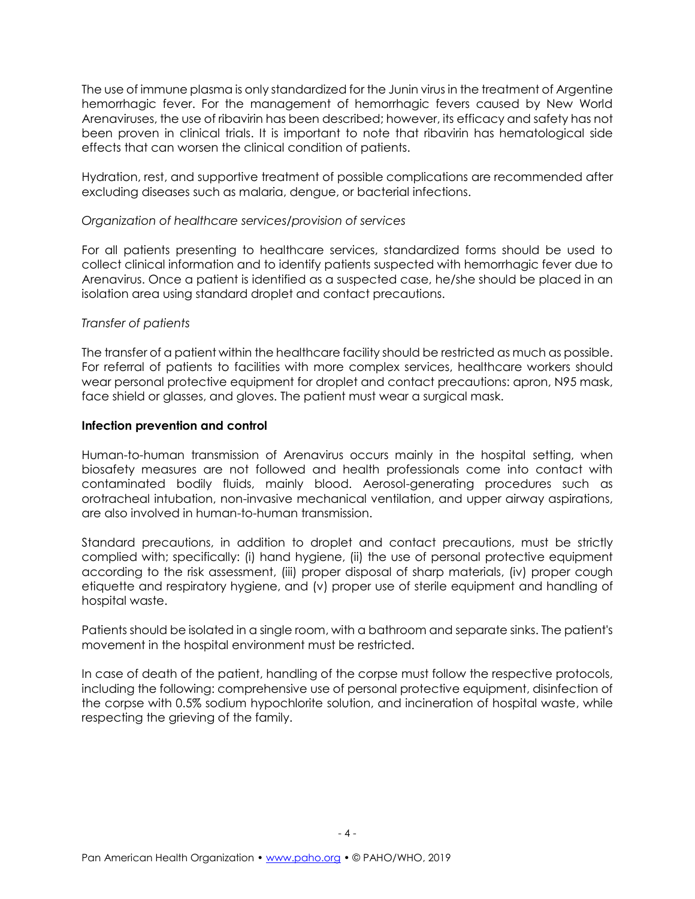The use of immune plasma is only standardized for the Junin virus in the treatment of Argentine hemorrhagic fever. For the management of hemorrhagic fevers caused by New World Arenaviruses, the use of ribavirin has been described; however, its efficacy and safety has not been proven in clinical trials. It is important to note that ribavirin has hematological side effects that can worsen the clinical condition of patients.

Hydration, rest, and supportive treatment of possible complications are recommended after excluding diseases such as malaria, dengue, or bacterial infections.

*Organization of healthcare services/provision of services*

For all patients presenting to healthcare services, standardized forms should be used to collect clinical information and to identify patients suspected with hemorrhagic fever due to Arenavirus. Once a patient is identified as a suspected case, he/she should be placed in an isolation area using standard droplet and contact precautions.

*Transfer of patients*

The transfer of a patient within the healthcare facility should be restricted as much as possible. For referral of patients to facilities with more complex services, healthcare workers should wear personal protective equipment for droplet and contact precautions: apron, N95 mask, face shield or glasses, and gloves. The patient must wear a surgical mask.

**Infection prevention and control**

Human-to-human transmission of Arenavirus occurs mainly in the hospital setting, when biosafety measures are not followed and health professionals come into contact with contaminated bodily fluids, mainly blood. Aerosol-generating procedures such as orotracheal intubation, non-invasive mechanical ventilation, and upper airway aspirations, are also involved in human-to-human transmission.

Standard precautions, in addition to droplet and contact precautions, must be strictly complied with; specifically: (i) hand hygiene, (ii) the use of personal protective equipment according to the risk assessment, (iii) proper disposal of sharp materials, (iv) proper cough etiquette and respiratory hygiene, and (v) proper use of sterile equipment and handling of hospital waste.

Patients should be isolated in a single room, with a bathroom and separate sinks. The patient's movement in the hospital environment must be restricted.

In case of death of the patient, handling of the corpse must follow the respective protocols, including the following: comprehensive use of personal protective equipment, disinfection of the corpse with 0.5% sodium hypochlorite solution, and incineration of hospital waste, while respecting the grieving of the family.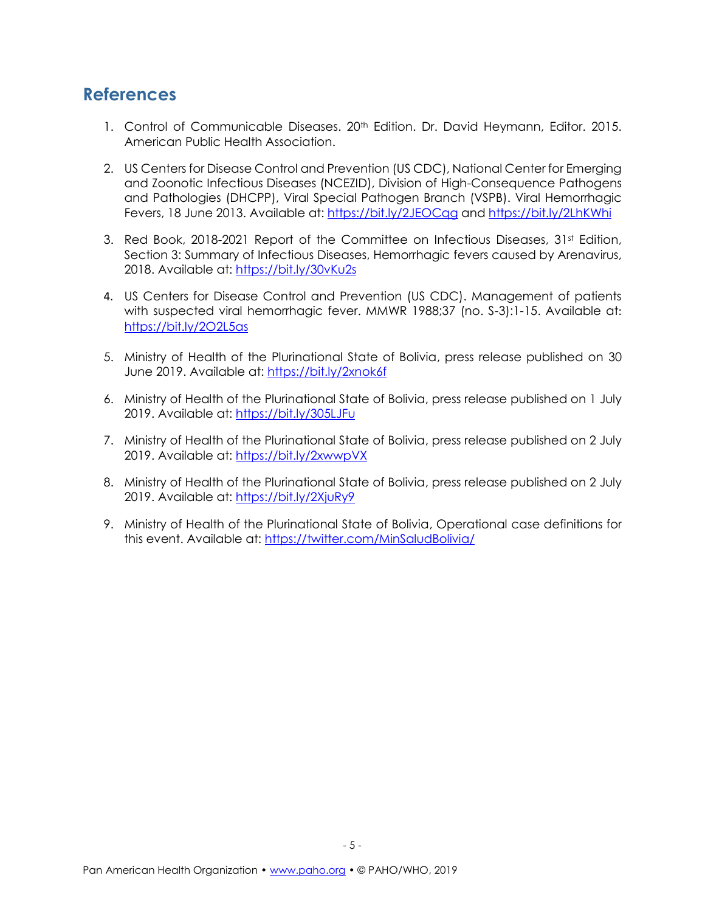## References

1. Control of Communicable Diseases. 20th Edition. Dr. David Heymann, Editor. 2015. American Public Health Association.

2. US Centers for Disease Control and Prevention (US CDC), National Center for Emerging and Zoonotic Infectious Diseases (NCEZID), Division of High-Consequence Pathogens and Pathologies (DHCPP), Viral Special Pathogen Branch (VSPB). Viral Hemorrhagic Fevers, 18 June 2013. Available at: https://bit.ly/2JEOCqg and https://bit.ly/2LhKWhi

3. Red Book, 2018-2021 Report of the Committee on Infectious Diseases, 31st Edition, Section 3: Summary of Infectious Diseases, Hemorrhagic fevers caused by Arenavirus, 2018. Available at: https://bit.ly/30vKu2s

4. US Centers for Disease Control and Prevention (US CDC). Management of patients with suspected viral hemorrhagic fever. MMWR 1988;37 (no. S-3):1-15. Available at: https://bit.ly/2O2L5as

5. Ministry of Health of the Plurinational State of Bolivia, press release published on 30 June 2019. Available at: https://bit.ly/2xnok6f

6. Ministry of Health of the Plurinational State of Bolivia, press release published on 1 July 2019. Available at: https://bit.ly/305LJFu

7. Ministry of Health of the Plurinational State of Bolivia, press release published on 2 July 2019. Available at: https://bit.ly/2xwwpVX

8. Ministry of Health of the Plurinational State of Bolivia, press release published on 2 July 2019. Available at: https://bit.ly/2XjuRy9

9. Ministry of Health of the Plurinational State of Bolivia, Operational case definitions for this event. Available at: https://twitter.com/MinSaludBolivia/